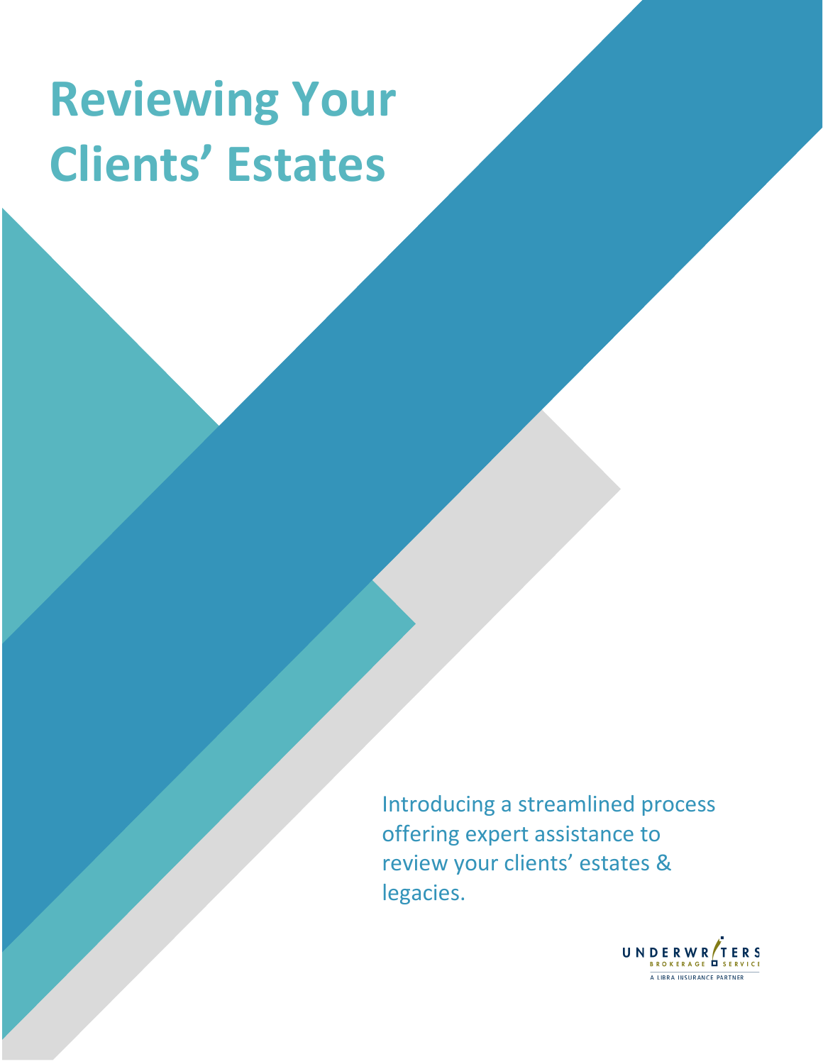# Reviewing Your Clients' Estates

Introducing a streamlined process offering expert assistance to review your clients' estates & legacies.

UNDERWRITERS BROKERAGE SERVICE
A LIBRA INSURANCE PARTNER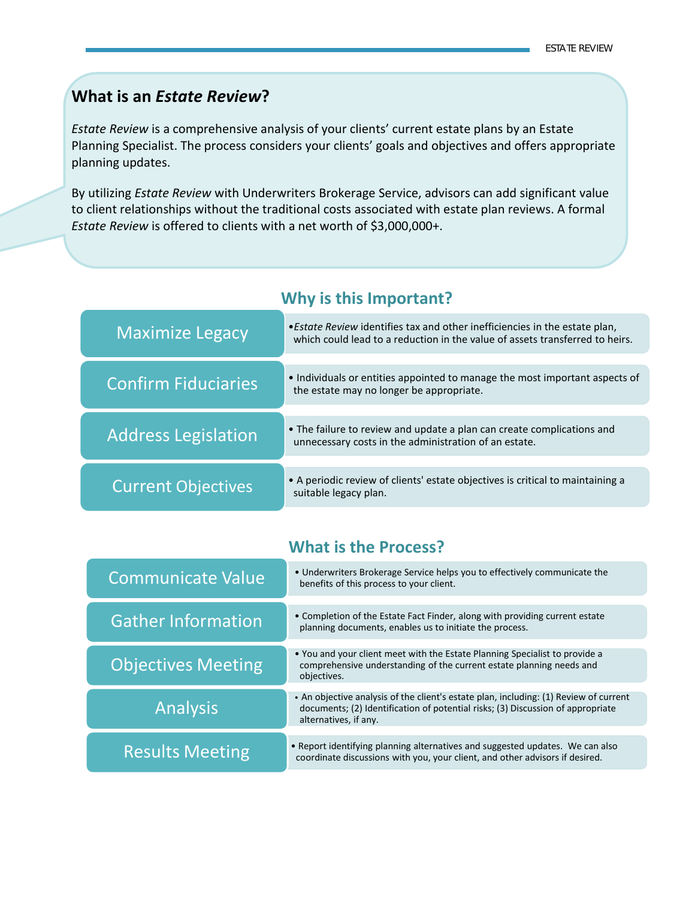## What is an *Estate Review*?

*Estate Review* is a comprehensive analysis of your clients' current estate plans by an Estate Planning Specialist. The process considers your clients' goals and objectives and offers appropriate planning updates.

By utilizing *Estate Review* with Underwriters Brokerage Service, advisors can add significant value to client relationships without the traditional costs associated with estate plan reviews. A formal *Estate Review* is offered to clients with a net worth of $3,000,000+.

## Why is this Important?

**Maximize Legacy**
- *Estate Review* identifies tax and other inefficiencies in the estate plan, which could lead to a reduction in the value of assets transferred to heirs.

**Confirm Fiduciaries**
- Individuals or entities appointed to manage the most important aspects of the estate may no longer be appropriate.

**Address Legislation**
- The failure to review and update a plan can create complications and unnecessary costs in the administration of an estate.

**Current Objectives**
- A periodic review of clients' estate objectives is critical to maintaining a suitable legacy plan.

## What is the Process?

**Communicate Value**
- Underwriters Brokerage Service helps you to effectively communicate the benefits of this process to your client.

**Gather Information**
- Completion of the Estate Fact Finder, along with providing current estate planning documents, enables us to initiate the process.

**Objectives Meeting**
- You and your client meet with the Estate Planning Specialist to provide a comprehensive understanding of the current estate planning needs and objectives.

**Analysis**
- An objective analysis of the client's estate plan, including: (1) Review of current documents; (2) Identification of potential risks; (3) Discussion of appropriate alternatives, if any.

**Results Meeting**
- Report identifying planning alternatives and suggested updates. We can also coordinate discussions with you, your client, and other advisors if desired.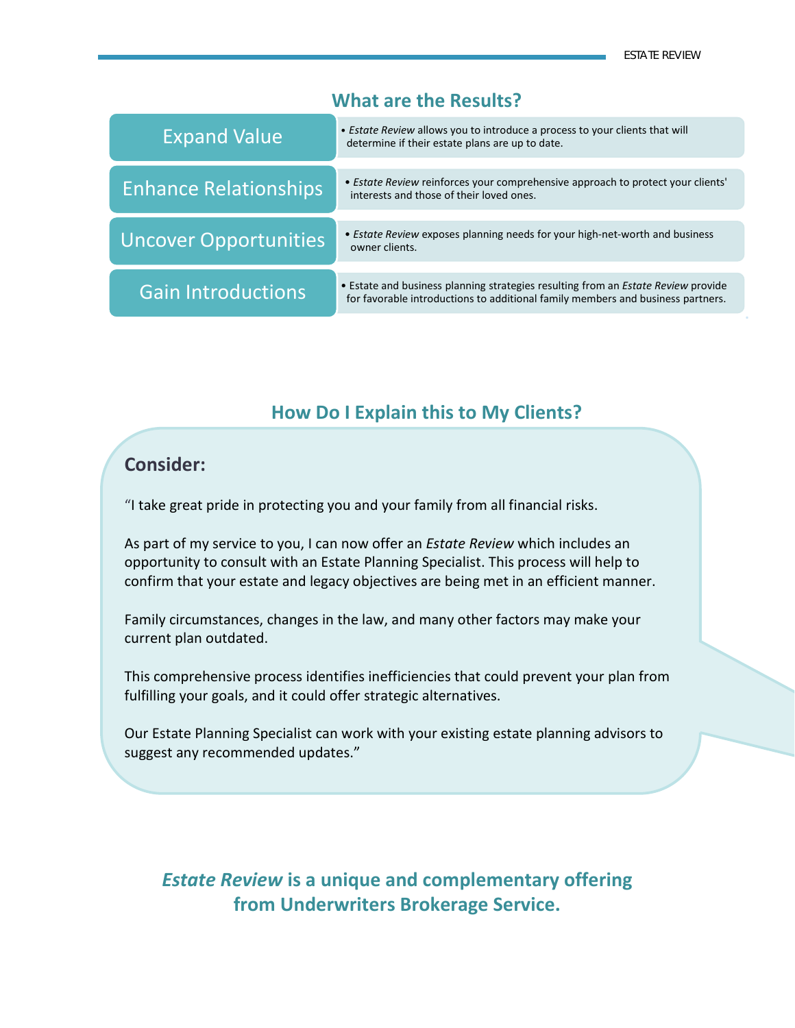## What are the Results?

| | |
|---|---|
| Expand Value | • *Estate Review* allows you to introduce a process to your clients that will determine if their estate plans are up to date. |
| Enhance Relationships | • *Estate Review* reinforces your comprehensive approach to protect your clients' interests and those of their loved ones. |
| Uncover Opportunities | • *Estate Review* exposes planning needs for your high-net-worth and business owner clients. |
| Gain Introductions | • Estate and business planning strategies resulting from an *Estate Review* provide for favorable introductions to additional family members and business partners. |

## How Do I Explain this to My Clients?

### Consider:

"I take great pride in protecting you and your family from all financial risks.

As part of my service to you, I can now offer an *Estate Review* which includes an opportunity to consult with an Estate Planning Specialist. This process will help to confirm that your estate and legacy objectives are being met in an efficient manner.

Family circumstances, changes in the law, and many other factors may make your current plan outdated.

This comprehensive process identifies inefficiencies that could prevent your plan from fulfilling your goals, and it could offer strategic alternatives.

Our Estate Planning Specialist can work with your existing estate planning advisors to suggest any recommended updates."

**_Estate Review_ is a unique and complementary offering from Underwriters Brokerage Service.**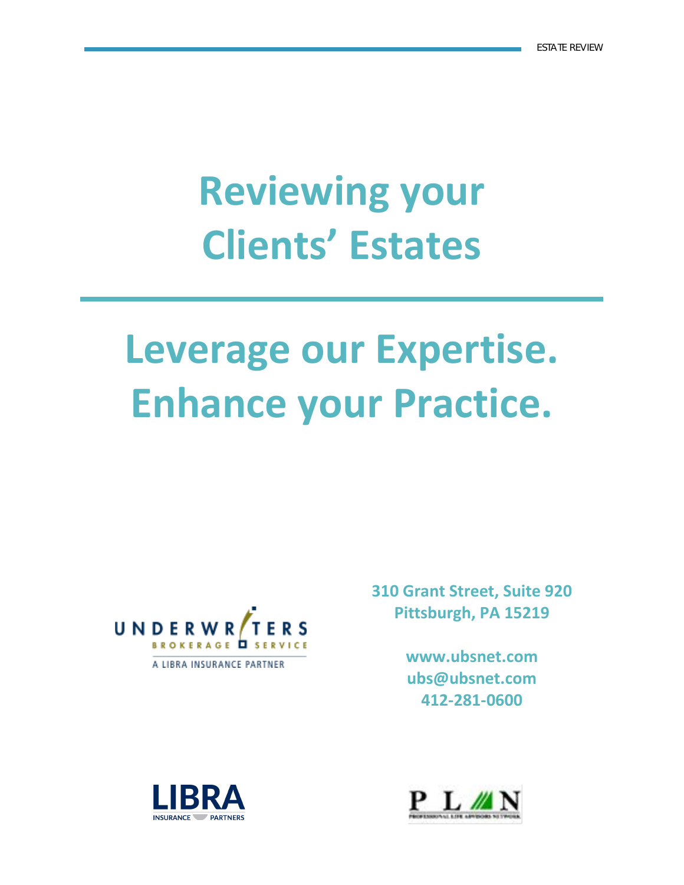# Reviewing your Clients' Estates

# Leverage our Expertise. Enhance your Practice.

UNDERWRITERS BROKERAGE SERVICE
A LIBRA INSURANCE PARTNER

**310 Grant Street, Suite 920**
**Pittsburgh, PA 15219**

**www.ubsnet.com**
**ubs@ubsnet.com**
**412-281-0600**

LIBRA INSURANCE PARTNERS

PLAN
PROFESSIONAL LIFE ADVISORS NETWORK